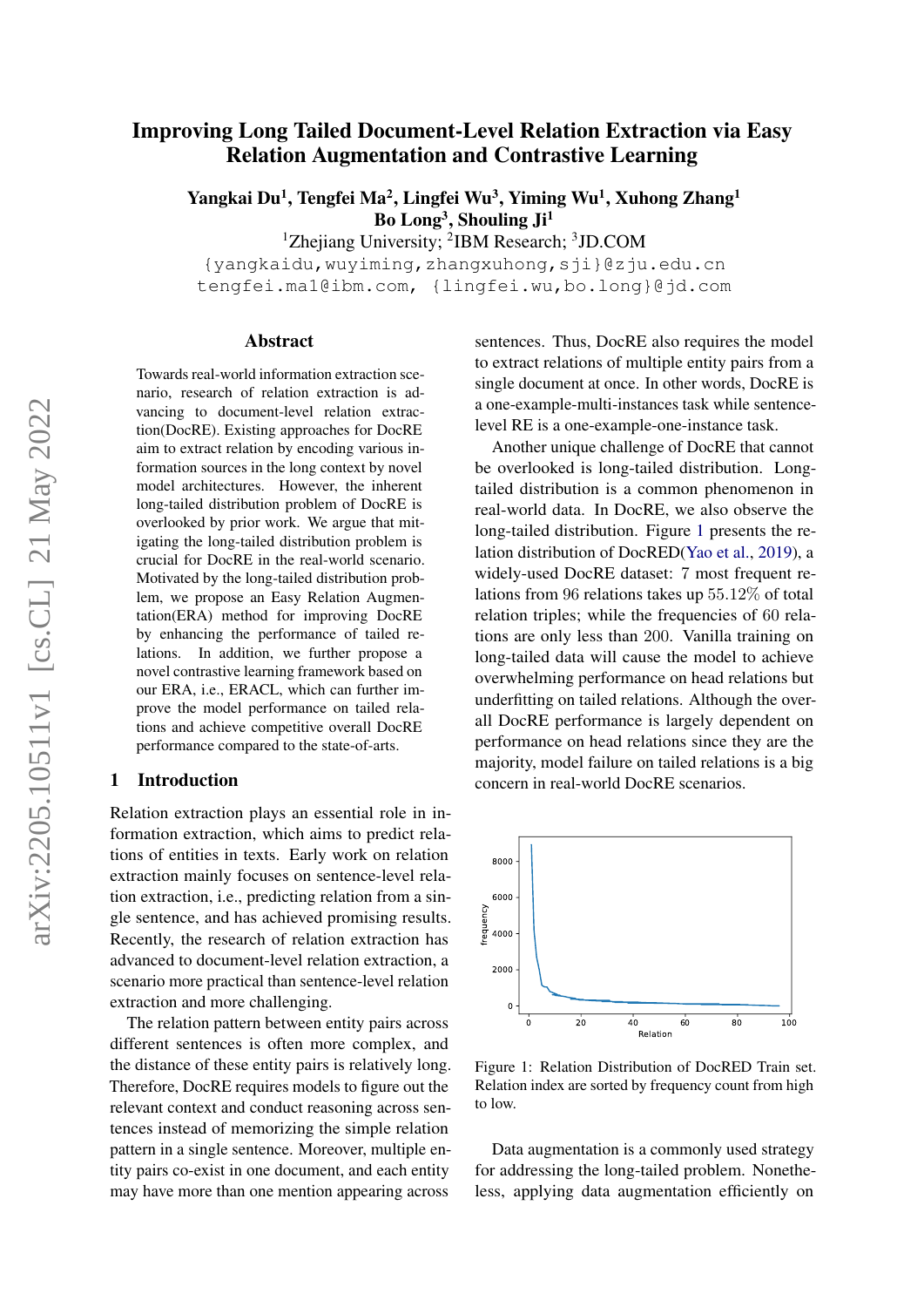# Improving Long Tailed Document-Level Relation Extraction via Easy Relation Augmentation and Contrastive Learning

**Yangkai Du[1], Tengfei Ma[2], Lingfei Wu[3], Yiming Wu[1], Xuhong Zhang[1]**
**Bo Long[3], Shouling Ji[1]**

[1]Zhejiang University; [2]IBM Research; [3]JD.COM

{yangkaidu,wuyiming,zhangxuhong,sji}@zju.edu.cn
tengfei.ma1@ibm.com, {lingfei.wu,bo.long}@jd.com

## Abstract

Towards real-world information extraction scenario, research of relation extraction is advancing to document-level relation extraction(DocRE). Existing approaches for DocRE aim to extract relation by encoding various information sources in the long context by novel model architectures. However, the inherent long-tailed distribution problem of DocRE is overlooked by prior work. We argue that mitigating the long-tailed distribution problem is crucial for DocRE in the real-world scenario. Motivated by the long-tailed distribution problem, we propose an Easy Relation Augmentation(ERA) method for improving DocRE by enhancing the performance of tailed relations. In addition, we further propose a novel contrastive learning framework based on our ERA, i.e., ERACL, which can further improve the model performance on tailed relations and achieve competitive overall DocRE performance compared to the state-of-arts.

## 1 Introduction

Relation extraction plays an essential role in information extraction, which aims to predict relations of entities in texts. Early work on relation extraction mainly focuses on sentence-level relation extraction, i.e., predicting relation from a single sentence, and has achieved promising results. Recently, the research of relation extraction has advanced to document-level relation extraction, a scenario more practical than sentence-level relation extraction and more challenging.

The relation pattern between entity pairs across different sentences is often more complex, and the distance of these entity pairs is relatively long. Therefore, DocRE requires models to figure out the relevant context and conduct reasoning across sentences instead of memorizing the simple relation pattern in a single sentence. Moreover, multiple entity pairs co-exist in one document, and each entity may have more than one mention appearing across sentences. Thus, DocRE also requires the model to extract relations of multiple entity pairs from a single document at once. In other words, DocRE is a one-example-multi-instances task while sentence-level RE is a one-example-one-instance task.

Another unique challenge of DocRE that cannot be overlooked is long-tailed distribution. Long-tailed distribution is a common phenomenon in real-world data. In DocRE, we also observe the long-tailed distribution. Figure 1 presents the relation distribution of DocRED(Yao et al., 2019), a widely-used DocRE dataset: 7 most frequent relations from 96 relations takes up $55.12\%$ of total relation triples; while the frequencies of 60 relations are only less than 200. Vanilla training on long-tailed data will cause the model to achieve overwhelming performance on head relations but underfitting on tailed relations. Although the overall DocRE performance is largely dependent on performance on head relations since they are the majority, model failure on tailed relations is a big concern in real-world DocRE scenarios.

Figure 1: Relation Distribution of DocRED Train set. Relation index are sorted by frequency count from high to low.

Data augmentation is a commonly used strategy for addressing the long-tailed problem. Nonetheless, applying data augmentation efficiently on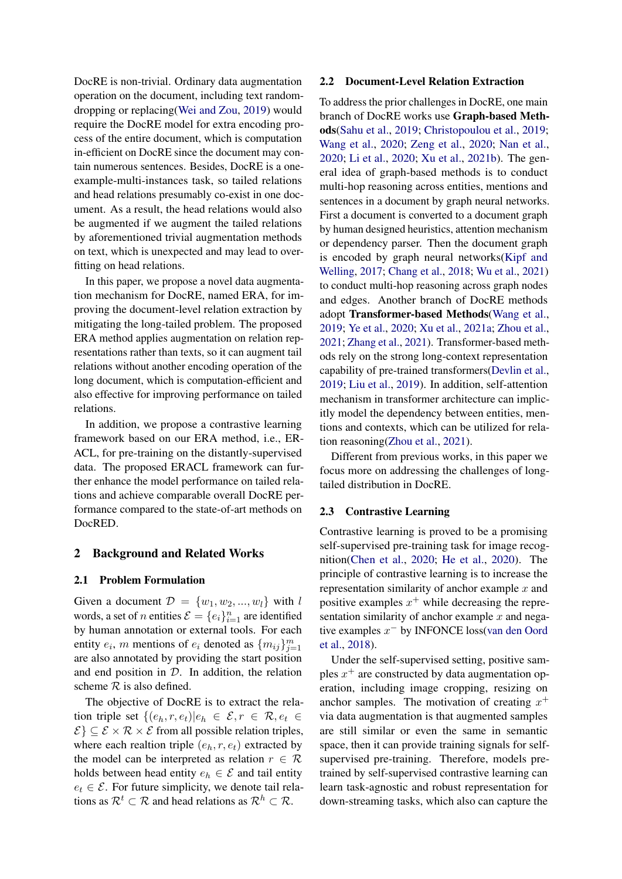DocRE is non-trivial. Ordinary data augmentation operation on the document, including text random-dropping or replacing(Wei and Zou, 2019) would require the DocRE model for extra encoding process of the entire document, which is computation in-efficient on DocRE since the document may contain numerous sentences. Besides, DocRE is a one-example-multi-instances task, so tailed relations and head relations presumably co-exist in one document. As a result, the head relations would also be augmented if we augment the tailed relations by aforementioned trivial augmentation methods on text, which is unexpected and may lead to over-fitting on head relations.

In this paper, we propose a novel data augmentation mechanism for DocRE, named ERA, for improving the document-level relation extraction by mitigating the long-tailed problem. The proposed ERA method applies augmentation on relation representations rather than texts, so it can augment tail relations without another encoding operation of the long document, which is computation-efficient and also effective for improving performance on tailed relations.

In addition, we propose a contrastive learning framework based on our ERA method, i.e., ERACL, for pre-training on the distantly-supervised data. The proposed ERACL framework can further enhance the model performance on tailed relations and achieve comparable overall DocRE performance compared to the state-of-art methods on DocRED.

## 2 Background and Related Works

### 2.1 Problem Formulation

Given a document $\mathcal{D} = \{w_1, w_2, ..., w_l\}$ with $l$ words, a set of $n$ entities $\mathcal{E} = \{e_i\}_{i=1}^n$ are identified by human annotation or external tools. For each entity $e_i$, $m$ mentions of $e_i$ denoted as $\{m_{ij}\}_{j=1}^m$ are also annotated by providing the start position and end position in $\mathcal{D}$. In addition, the relation scheme $\mathcal{R}$ is also defined.

The objective of DocRE is to extract the relation triple set $\{(e_h, r, e_t)|e_h \in \mathcal{E}, r \in \mathcal{R}, e_t \in \mathcal{E}\} \subseteq \mathcal{E} \times \mathcal{R} \times \mathcal{E}$ from all possible relation triples, where each realtion triple $(e_h, r, e_t)$ extracted by the model can be interpreted as relation $r \in \mathcal{R}$ holds between head entity $e_h \in \mathcal{E}$ and tail entity $e_t \in \mathcal{E}$. For future simplicity, we denote tail relations as $\mathcal{R}^t \subset \mathcal{R}$ and head relations as $\mathcal{R}^h \subset \mathcal{R}$.

### 2.2 Document-Level Relation Extraction

To address the prior challenges in DocRE, one main branch of DocRE works use **Graph-based Methods**(Sahu et al., 2019; Christopoulou et al., 2019; Wang et al., 2020; Zeng et al., 2020; Nan et al., 2020; Li et al., 2020; Xu et al., 2021b). The general idea of graph-based methods is to conduct multi-hop reasoning across entities, mentions and sentences in a document by graph neural networks. First a document is converted to a document graph by human designed heuristics, attention mechanism or dependency parser. Then the document graph is encoded by graph neural networks(Kipf and Welling, 2017; Chang et al., 2018; Wu et al., 2021) to conduct multi-hop reasoning across graph nodes and edges. Another branch of DocRE methods adopt **Transformer-based Methods**(Wang et al., 2019; Ye et al., 2020; Xu et al., 2021a; Zhou et al., 2021; Zhang et al., 2021). Transformer-based methods rely on the strong long-context representation capability of pre-trained transformers(Devlin et al., 2019; Liu et al., 2019). In addition, self-attention mechanism in transformer architecture can implicitly model the dependency between entities, mentions and contexts, which can be utilized for relation reasoning(Zhou et al., 2021).

Different from previous works, in this paper we focus more on addressing the challenges of long-tailed distribution in DocRE.

### 2.3 Contrastive Learning

Contrastive learning is proved to be a promising self-supervised pre-training task for image recognition(Chen et al., 2020; He et al., 2020). The principle of contrastive learning is to increase the representation similarity of anchor example $x$ and positive examples $x^+$ while decreasing the representation similarity of anchor example $x$ and negative examples $x^-$ by INFONCE loss(van den Oord et al., 2018).

Under the self-supervised setting, positive samples $x^+$ are constructed by data augmentation operation, including image cropping, resizing on anchor samples. The motivation of creating $x^+$ via data augmentation is that augmented samples are still similar or even the same in semantic space, then it can provide training signals for self-supervised pre-training. Therefore, models pre-trained by self-supervised contrastive learning can learn task-agnostic and robust representation for down-streaming tasks, which also can capture the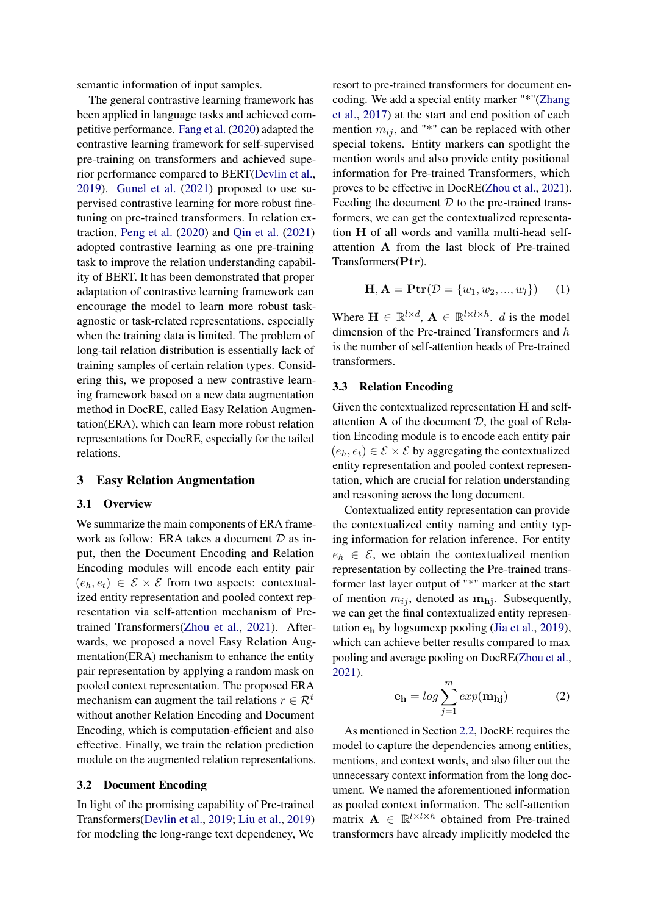semantic information of input samples.

The general contrastive learning framework has been applied in language tasks and achieved competitive performance. Fang et al. (2020) adapted the contrastive learning framework for self-supervised pre-training on transformers and achieved superior performance compared to BERT(Devlin et al., 2019). Gunel et al. (2021) proposed to use supervised contrastive learning for more robust finetuning on pre-trained transformers. In relation extraction, Peng et al. (2020) and Qin et al. (2021) adopted contrastive learning as one pre-training task to improve the relation understanding capability of BERT. It has been demonstrated that proper adaptation of contrastive learning framework can encourage the model to learn more robust task-agnostic or task-related representations, especially when the training data is limited. The problem of long-tail relation distribution is essentially lack of training samples of certain relation types. Considering this, we proposed a new contrastive learning framework based on a new data augmentation method in DocRE, called Easy Relation Augmentation(ERA), which can learn more robust relation representations for DocRE, especially for the tailed relations.

## 3 Easy Relation Augmentation

### 3.1 Overview

We summarize the main components of ERA framework as follow: ERA takes a document $\mathcal{D}$ as input, then the Document Encoding and Relation Encoding modules will encode each entity pair $(e_h, e_t) \in \mathcal{E} \times \mathcal{E}$ from two aspects: contextualized entity representation and pooled context representation via self-attention mechanism of Pre-trained Transformers(Zhou et al., 2021). Afterwards, we proposed a novel Easy Relation Augmentation(ERA) mechanism to enhance the entity pair representation by applying a random mask on pooled context representation. The proposed ERA mechanism can augment the tail relations $r \in \mathcal{R}^t$ without another Relation Encoding and Document Encoding, which is computation-efficient and also effective. Finally, we train the relation prediction module on the augmented relation representations.

### 3.2 Document Encoding

In light of the promising capability of Pre-trained Transformers(Devlin et al., 2019; Liu et al., 2019) for modeling the long-range text dependency, We resort to pre-trained transformers for document encoding. We add a special entity marker "*"(Zhang et al., 2017) at the start and end position of each mention $m_{ij}$, and "*" can be replaced with other special tokens. Entity markers can spotlight the mention words and also provide entity positional information for Pre-trained Transformers, which proves to be effective in DocRE(Zhou et al., 2021). Feeding the document $\mathcal{D}$ to the pre-trained transformers, we can get the contextualized representation $\mathbf{H}$ of all words and vanilla multi-head self-attention $\mathbf{A}$ from the last block of Pre-trained Transformers($\mathbf{Ptr}$).

$$\mathbf{H}, \mathbf{A} = \mathbf{Ptr}(\mathcal{D} = \{w_1, w_2, ..., w_l\}) \qquad (1)$$

Where $\mathbf{H} \in \mathbb{R}^{l \times d}$, $\mathbf{A} \in \mathbb{R}^{l \times l \times h}$. $d$ is the model dimension of the Pre-trained Transformers and $h$ is the number of self-attention heads of Pre-trained transformers.

### 3.3 Relation Encoding

Given the contextualized representation $\mathbf{H}$ and self-attention $\mathbf{A}$ of the document $\mathcal{D}$, the goal of Relation Encoding module is to encode each entity pair $(e_h, e_t) \in \mathcal{E} \times \mathcal{E}$ by aggregating the contextualized entity representation and pooled context representation, which are crucial for relation understanding and reasoning across the long document.

Contextualized entity representation can provide the contextualized entity naming and entity typing information for relation inference. For entity $e_h \in \mathcal{E}$, we obtain the contextualized mention representation by collecting the Pre-trained transformer last layer output of "*" marker at the start of mention $m_{ij}$, denoted as $\mathbf{m_{hj}}$. Subsequently, we can get the final contextualized entity representation $\mathbf{e_h}$ by logsumexp pooling (Jia et al., 2019), which can achieve better results compared to max pooling and average pooling on DocRE(Zhou et al., 2021).

$$\mathbf{e_h} = log \sum_{j=1}^{m} exp(\mathbf{m_{hj}}) \qquad (2)$$

As mentioned in Section 2.2, DocRE requires the model to capture the dependencies among entities, mentions, and context words, and also filter out the unnecessary context information from the long document. We named the aforementioned information as pooled context information. The self-attention matrix $\mathbf{A} \in \mathbb{R}^{l \times l \times h}$ obtained from Pre-trained transformers have already implicitly modeled the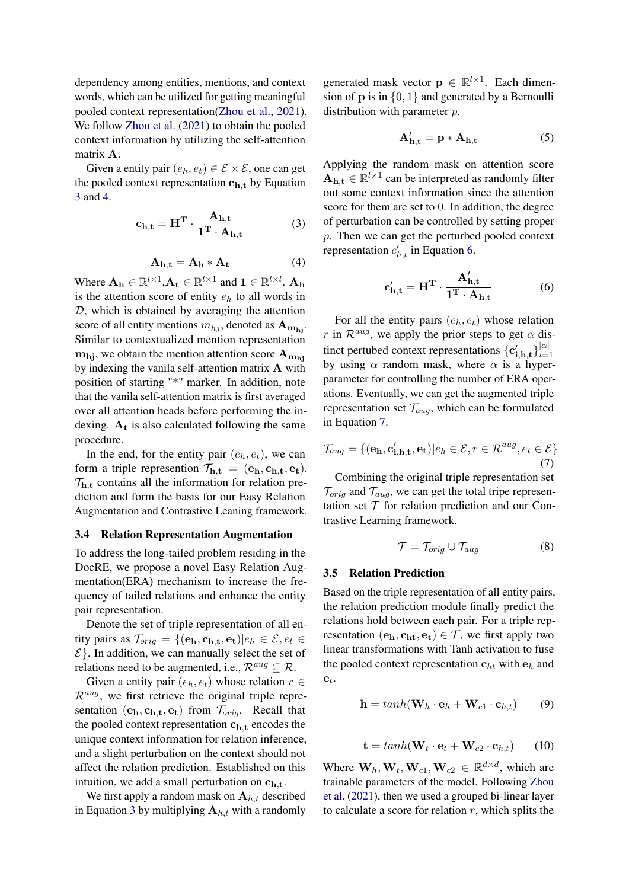dependency among entities, mentions, and context words, which can be utilized for getting meaningful pooled context representation(Zhou et al., 2021). We follow Zhou et al. (2021) to obtain the pooled context information by utilizing the self-attention matrix $\mathbf{A}$.

Given a entity pair $(e_h, e_t) \in \mathcal{E} \times \mathcal{E}$, one can get the pooled context representation $\mathbf{c_{h,t}}$ by Equation 3 and 4.

$$\mathbf{c_{h,t}} = \mathbf{H^T} \cdot \frac{\mathbf{A_{h,t}}}{\mathbf{1^T} \cdot \mathbf{A_{h,t}}} \tag{3}$$

$$\mathbf{A_{h,t}} = \mathbf{A_h} * \mathbf{A_t} \tag{4}$$

Where $\mathbf{A_h} \in \mathbb{R}^{l \times 1}$,$\mathbf{A_t} \in \mathbb{R}^{l \times 1}$ and $\mathbf{1} \in \mathbb{R}^{l \times l}$. $\mathbf{A_h}$ is the attention score of entity $e_h$ to all words in $\mathcal{D}$, which is obtained by averaging the attention score of all entity mentions $m_{hj}$, denoted as $\mathbf{A_{m_{hj}}}$. Similar to contextualized mention representation $\mathbf{m_{hj}}$, we obtain the mention attention score $\mathbf{A_{m_{hj}}}$ by indexing the vanila self-attention matrix $\mathbf{A}$ with position of starting "*" marker. In addition, note that the vanila self-attention matrix is first averaged over all attention heads before performing the indexing. $\mathbf{A_t}$ is also calculated following the same procedure.

In the end, for the entity pair $(e_h, e_t)$, we can form a triple represention $\mathcal{T}_{\mathbf{h,t}} = (\mathbf{e_h}, \mathbf{c_{h,t}}, \mathbf{e_t})$. $\mathcal{T}_{\mathbf{h,t}}$ contains all the information for relation prediction and form the basis for our Easy Relation Augmentation and Contrastive Leaning framework.

### 3.4 Relation Representation Augmentation

To address the long-tailed problem residing in the DocRE, we propose a novel Easy Relation Augmentation(ERA) mechanism to increase the frequency of tailed relations and enhance the entity pair representation.

Denote the set of triple representation of all entity pairs as $\mathcal{T}_{orig} = \{(\mathbf{e_h}, \mathbf{c_{h,t}}, \mathbf{e_t}) | e_h \in \mathcal{E}, e_t \in \mathcal{E}\}$. In addition, we can manually select the set of relations need to be augmented, i.e., $\mathcal{R}^{aug} \subseteq \mathcal{R}$.

Given a entity pair $(e_h, e_t)$ whose relation $r \in \mathcal{R}^{aug}$, we first retrieve the original triple representation $(\mathbf{e_h}, \mathbf{c_{h,t}}, \mathbf{e_t})$ from $\mathcal{T}_{orig}$. Recall that the pooled context representation $\mathbf{c_{h,t}}$ encodes the unique context information for relation inference, and a slight perturbation on the context should not affect the relation prediction. Established on this intuition, we add a small perturbation on $\mathbf{c_{h,t}}$.

We first apply a random mask on $\mathbf{A}_{h,t}$ described in Equation 3 by multiplying $\mathbf{A}_{h,t}$ with a randomly generated mask vector $\mathbf{p} \in \mathbb{R}^{l \times 1}$. Each dimension of $\mathbf{p}$ is in $\{0, 1\}$ and generated by a Bernoulli distribution with parameter $p$.

$$\mathbf{A'_{h,t}} = \mathbf{p} * \mathbf{A_{h,t}} \tag{5}$$

Applying the random mask on attention score $\mathbf{A_{h,t}} \in \mathbb{R}^{l \times 1}$ can be interpreted as randomly filter out some context information since the attention score for them are set to 0. In addition, the degree of perturbation can be controlled by setting proper $p$. Then we can get the perturbed pooled context representation $c'_{h,t}$ in Equation 6.

$$\mathbf{c'_{h,t}} = \mathbf{H^T} \cdot \frac{\mathbf{A'_{h,t}}}{\mathbf{1^T} \cdot \mathbf{A_{h,t}}} \tag{6}$$

For all the entity pairs $(e_h, e_t)$ whose relation $r$ in $\mathcal{R}^{aug}$, we apply the prior steps to get $\alpha$ distinct pertubed context representations $\{\mathbf{c'_{i,h,t}}\}_{i=1}^{|\alpha|}$ by using $\alpha$ random mask, where $\alpha$ is a hyper-parameter for controlling the number of ERA operations. Eventually, we can get the augmented triple representation set $\mathcal{T}_{aug}$, which can be formulated in Equation 7.

$$\mathcal{T}_{aug} = \{(\mathbf{e_h}, \mathbf{c'_{i,h,t}}, \mathbf{e_t}) | e_h \in \mathcal{E}, r \in \mathcal{R}^{aug}, e_t \in \mathcal{E}\} \tag{7}$$

Combining the original triple representation set $\mathcal{T}_{orig}$ and $\mathcal{T}_{aug}$, we can get the total tripe representation set $\mathcal{T}$ for relation prediction and our Contrastive Learning framework.

$$\mathcal{T} = \mathcal{T}_{orig} \cup \mathcal{T}_{aug} \tag{8}$$

### 3.5 Relation Prediction

Based on the triple representation of all entity pairs, the relation prediction module finally predict the relations hold between each pair. For a triple representation $(\mathbf{e_h}, \mathbf{c_{ht}}, \mathbf{e_t}) \in \mathcal{T}$, we first apply two linear transformations with Tanh activation to fuse the pooled context representation $\mathbf{c}_{ht}$ with $\mathbf{e}_h$ and $\mathbf{e}_t$.

$$\mathbf{h} = tanh(\mathbf{W}_h \cdot \mathbf{e}_h + \mathbf{W}_{c1} \cdot \mathbf{c}_{h,t}) \tag{9}$$

$$\mathbf{t} = tanh(\mathbf{W}_t \cdot \mathbf{e}_t + \mathbf{W}_{c2} \cdot \mathbf{c}_{h,t}) \tag{10}$$

Where $\mathbf{W}_h, \mathbf{W}_t, \mathbf{W}_{c1}, \mathbf{W}_{c2} \in \mathbb{R}^{d \times d}$, which are trainable parameters of the model. Following Zhou et al. (2021), then we used a grouped bi-linear layer to calculate a score for relation $r$, which splits the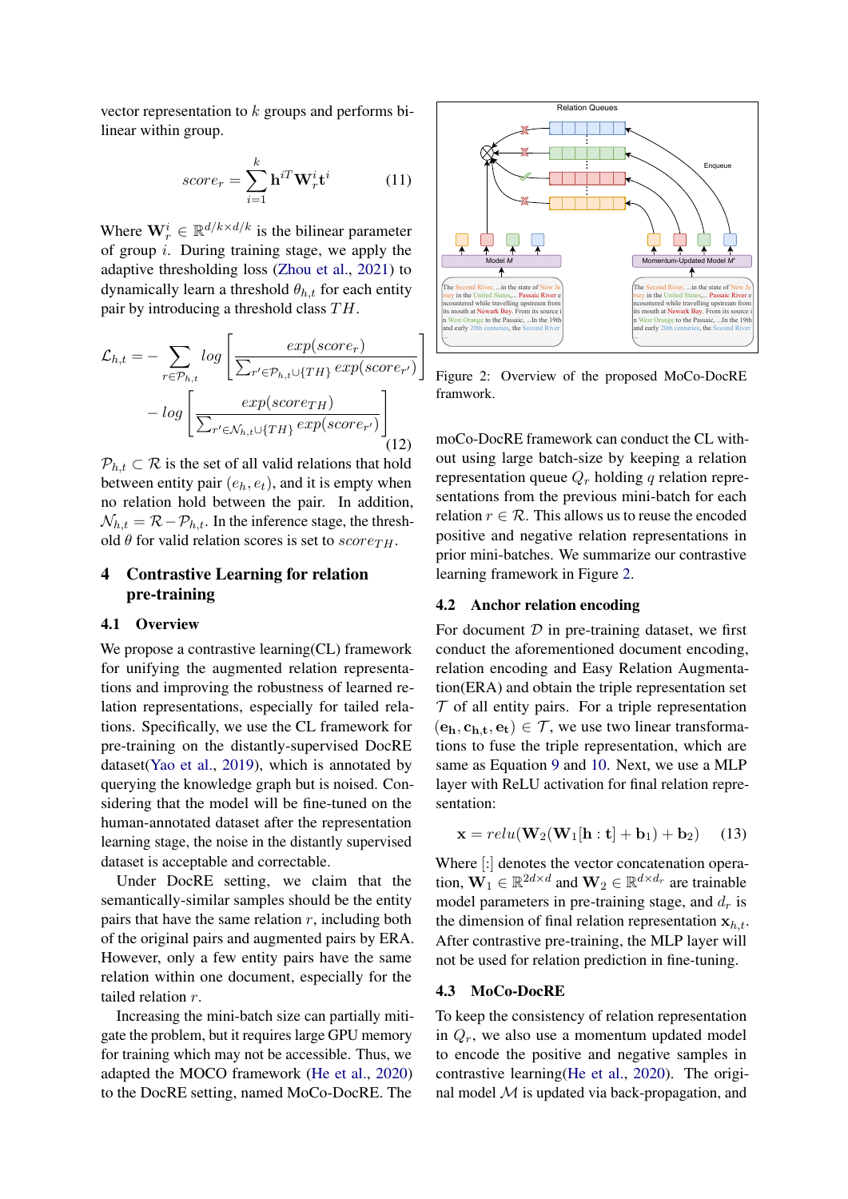vector representation to $k$ groups and performs bi-linear within group.

$$score_r = \sum_{i=1}^{k} \mathbf{h}^{iT} \mathbf{W}_r^i \mathbf{t}^i \tag{11}$$

Where $\mathbf{W}_r^i \in \mathbb{R}^{d/k \times d/k}$ is the bilinear parameter of group $i$. During training stage, we apply the adaptive thresholding loss (Zhou et al., 2021) to dynamically learn a threshold $\theta_{h,t}$ for each entity pair by introducing a threshold class $TH$.

$$\mathcal{L}_{h,t} = -\sum_{r \in \mathcal{P}_{h,t}} log\left[\frac{exp(score_r)}{\sum_{r' \in \mathcal{P}_{h,t} \cup \{TH\}} exp(score_{r'})}\right] - log\left[\frac{exp(score_{TH})}{\sum_{r' \in \mathcal{N}_{h,t} \cup \{TH\}} exp(score_{r'})}\right] \tag{12}$$

$\mathcal{P}_{h,t} \subset \mathcal{R}$ is the set of all valid relations that hold between entity pair $(e_h, e_t)$, and it is empty when no relation hold between the pair. In addition, $\mathcal{N}_{h,t} = \mathcal{R} - \mathcal{P}_{h,t}$. In the inference stage, the threshold $\theta$ for valid relation scores is set to $score_{TH}$.

## 4 Contrastive Learning for relation pre-training

### 4.1 Overview

We propose a contrastive learning(CL) framework for unifying the augmented relation representations and improving the robustness of learned relation representations, especially for tailed relations. Specifically, we use the CL framework for pre-training on the distantly-supervised DocRE dataset(Yao et al., 2019), which is annotated by querying the knowledge graph but is noised. Considering that the model will be fine-tuned on the human-annotated dataset after the representation learning stage, the noise in the distantly supervised dataset is acceptable and correctable.

Under DocRE setting, we claim that the semantically-similar samples should be the entity pairs that have the same relation $r$, including both of the original pairs and augmented pairs by ERA. However, only a few entity pairs have the same relation within one document, especially for the tailed relation $r$.

Increasing the mini-batch size can partially mitigate the problem, but it requires large GPU memory for training which may not be accessible. Thus, we adapted the MOCO framework (He et al., 2020) to the DocRE setting, named MoCo-DocRE. The

Figure 2: Overview of the proposed MoCo-DocRE framwork.

moCo-DocRE framework can conduct the CL without using large batch-size by keeping a relation representation queue $Q_r$ holding $q$ relation representations from the previous mini-batch for each relation $r \in \mathcal{R}$. This allows us to reuse the encoded positive and negative relation representations in prior mini-batches. We summarize our contrastive learning framework in Figure 2.

### 4.2 Anchor relation encoding

For document $\mathcal{D}$ in pre-training dataset, we first conduct the aforementioned document encoding, relation encoding and Easy Relation Augmentation(ERA) and obtain the triple representation set $\mathcal{T}$ of all entity pairs. For a triple representation $(\mathbf{e_h}, \mathbf{c_{h,t}}, \mathbf{e_t}) \in \mathcal{T}$, we use two linear transformations to fuse the triple representation, which are same as Equation 9 and 10. Next, we use a MLP layer with ReLU activation for final relation representation:

$$\mathbf{x} = relu(\mathbf{W}_2(\mathbf{W}_1[\mathbf{h} : \mathbf{t}] + \mathbf{b}_1) + \mathbf{b}_2) \tag{13}$$

Where $[:]$ denotes the vector concatenation operation, $\mathbf{W}_1 \in \mathbb{R}^{2d \times d}$ and $\mathbf{W}_2 \in \mathbb{R}^{d \times d_r}$ are trainable model parameters in pre-training stage, and $d_r$ is the dimension of final relation representation $\mathbf{x}_{h,t}$. After contrastive pre-training, the MLP layer will not be used for relation prediction in fine-tuning.

### 4.3 MoCo-DocRE

To keep the consistency of relation representation in $Q_r$, we also use a momentum updated model to encode the positive and negative samples in contrastive learning(He et al., 2020). The original model $\mathcal{M}$ is updated via back-propagation, and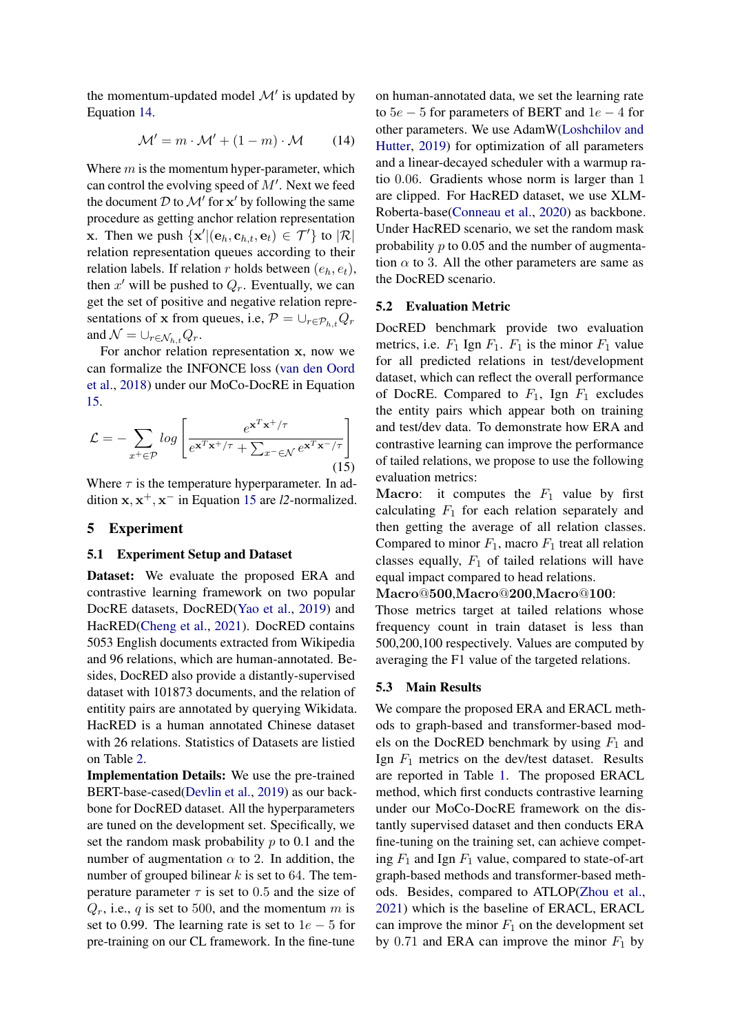the momentum-updated model $\mathcal{M}'$ is updated by Equation 14.

$$\mathcal{M}' = m \cdot \mathcal{M}' + (1 - m) \cdot \mathcal{M} \tag{14}$$

Where $m$ is the momentum hyper-parameter, which can control the evolving speed of $M'$. Next we feed the document $\mathcal{D}$ to $\mathcal{M}'$ for $\mathbf{x}'$ by following the same procedure as getting anchor relation representation $\mathbf{x}$. Then we push $\{\mathbf{x}'|(\mathbf{e}_h, \mathbf{c}_{h,t}, \mathbf{e}_t) \in \mathcal{T}'\}$ to $|\mathcal{R}|$ relation representation queues according to their relation labels. If relation $r$ holds between $(e_h, e_t)$, then $x'$ will be pushed to $Q_r$. Eventually, we can get the set of positive and negative relation representations of $\mathbf{x}$ from queues, i.e, $\mathcal{P} = \cup_{r \in \mathcal{P}_{h,t}} Q_r$ and $\mathcal{N} = \cup_{r \in \mathcal{N}_{h,t}} Q_r$.

For anchor relation representation $\mathbf{x}$, now we can formalize the INFONCE loss (van den Oord et al., 2018) under our MoCo-DocRE in Equation 15.

$$\mathcal{L} = -\sum_{x^+ \in \mathcal{P}} log \left[ \frac{e^{\mathbf{x}^T \mathbf{x}^+ / \tau}}{e^{\mathbf{x}^T \mathbf{x}^+ / \tau} + \sum_{x^- \in \mathcal{N}} e^{\mathbf{x}^T \mathbf{x}^- / \tau}} \right] \tag{15}$$

Where $\tau$ is the temperature hyperparameter. In addition $\mathbf{x}, \mathbf{x}^+, \mathbf{x}^-$ in Equation 15 are *l2*-normalized.

## 5 Experiment

### 5.1 Experiment Setup and Dataset

**Dataset:** We evaluate the proposed ERA and contrastive learning framework on two popular DocRE datasets, DocRED(Yao et al., 2019) and HacRED(Cheng et al., 2021). DocRED contains 5053 English documents extracted from Wikipedia and 96 relations, which are human-annotated. Besides, DocRED also provide a distantly-supervised dataset with 101873 documents, and the relation of entitity pairs are annotated by querying Wikidata. HacRED is a human annotated Chinese dataset with 26 relations. Statistics of Datasets are listied on Table 2.

**Implementation Details:** We use the pre-trained BERT-base-cased(Devlin et al., 2019) as our backbone for DocRED dataset. All the hyperparameters are tuned on the development set. Specifically, we set the random mask probability $p$ to 0.1 and the number of augmentation $\alpha$ to 2. In addition, the number of grouped bilinear $k$ is set to 64. The temperature parameter $\tau$ is set to 0.5 and the size of $Q_r$, i.e., $q$ is set to 500, and the momentum $m$ is set to 0.99. The learning rate is set to $1e-5$ for pre-training on our CL framework. In the fine-tune on human-annotated data, we set the learning rate to $5e-5$ for parameters of BERT and $1e-4$ for other parameters. We use AdamW(Loshchilov and Hutter, 2019) for optimization of all parameters and a linear-decayed scheduler with a warmup ratio 0.06. Gradients whose norm is larger than 1 are clipped. For HacRED dataset, we use XLM-Roberta-base(Conneau et al., 2020) as backbone. Under HacRED scenario, we set the random mask probability $p$ to 0.05 and the number of augmentation $\alpha$ to 3. All the other parameters are same as the DocRED scenario.

### 5.2 Evaluation Metric

DocRED benchmark provide two evaluation metrics, i.e. $F_1$ Ign $F_1$. $F_1$ is the minor $F_1$ value for all predicted relations in test/development dataset, which can reflect the overall performance of DocRE. Compared to $F_1$, Ign $F_1$ excludes the entity pairs which appear both on training and test/dev data. To demonstrate how ERA and contrastive learning can improve the performance of tailed relations, we propose to use the following evaluation metrics:

**Macro**: it computes the $F_1$ value by first calculating $F_1$ for each relation separately and then getting the average of all relation classes. Compared to minor $F_1$, macro $F_1$ treat all relation classes equally, $F_1$ of tailed relations will have equal impact compared to head relations.

**Macro@500**,**Macro@200**,**Macro@100**: Those metrics target at tailed relations whose frequency count in train dataset is less than 500,200,100 respectively. Values are computed by averaging the F1 value of the targeted relations.

### 5.3 Main Results

We compare the proposed ERA and ERACL methods to graph-based and transformer-based models on the DocRED benchmark by using $F_1$ and Ign $F_1$ metrics on the dev/test dataset. Results are reported in Table 1. The proposed ERACL method, which first conducts contrastive learning under our MoCo-DocRE framework on the distantly supervised dataset and then conducts ERA fine-tuning on the training set, can achieve competing $F_1$ and Ign $F_1$ value, compared to state-of-art graph-based methods and transformer-based methods. Besides, compared to ATLOP(Zhou et al., 2021) which is the baseline of ERACL, ERACL can improve the minor $F_1$ on the development set by 0.71 and ERA can improve the minor $F_1$ by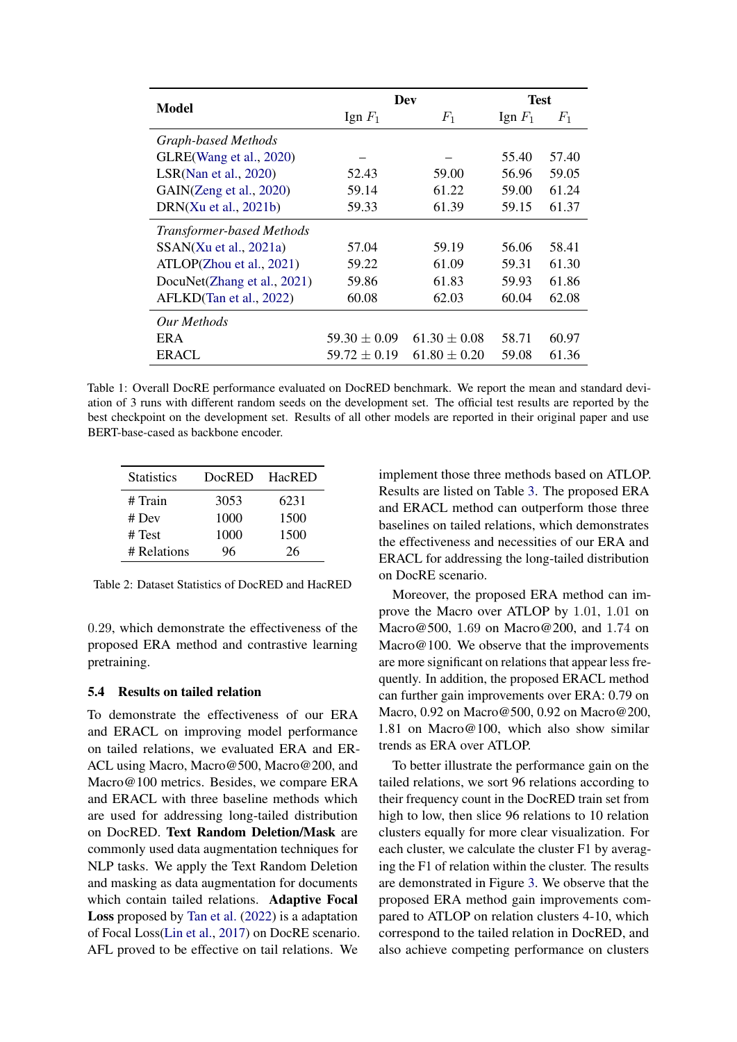| Model | Dev | | Test | |
|---|---|---|---|---|
| | Ign $F_1$ | $F_1$ | Ign $F_1$ | $F_1$ |
| *Graph-based Methods* | | | | |
| GLRE(Wang et al., 2020) | – | – | 55.40 | 57.40 |
| LSR(Nan et al., 2020) | 52.43 | 59.00 | 56.96 | 59.05 |
| GAIN(Zeng et al., 2020) | 59.14 | 61.22 | 59.00 | 61.24 |
| DRN(Xu et al., 2021b) | 59.33 | 61.39 | 59.15 | 61.37 |
| *Transformer-based Methods* | | | | |
| SSAN(Xu et al., 2021a) | 57.04 | 59.19 | 56.06 | 58.41 |
| ATLOP(Zhou et al., 2021) | 59.22 | 61.09 | 59.31 | 61.30 |
| DocuNet(Zhang et al., 2021) | 59.86 | 61.83 | 59.93 | 61.86 |
| AFLKD(Tan et al., 2022) | 60.08 | 62.03 | 60.04 | 62.08 |
| *Our Methods* | | | | |
| ERA | $59.30 \pm 0.09$ | $61.30 \pm 0.08$ | 58.71 | 60.97 |
| ERACL | $59.72 \pm 0.19$ | $61.80 \pm 0.20$ | 59.08 | 61.36 |

Table 1: Overall DocRE performance evaluated on DocRED benchmark. We report the mean and standard deviation of 3 runs with different random seeds on the development set. The official test results are reported by the best checkpoint on the development set. Results of all other models are reported in their original paper and use BERT-base-cased as backbone encoder.

| Statistics | DocRED | HacRED |
|---|---|---|
| # Train | 3053 | 6231 |
| # Dev | 1000 | 1500 |
| # Test | 1000 | 1500 |
| # Relations | 96 | 26 |

Table 2: Dataset Statistics of DocRED and HacRED

0.29, which demonstrate the effectiveness of the proposed ERA method and contrastive learning pretraining.

### 5.4 Results on tailed relation

To demonstrate the effectiveness of our ERA and ERACL on improving model performance on tailed relations, we evaluated ERA and ERACL using Macro, Macro@500, Macro@200, and Macro@100 metrics. Besides, we compare ERA and ERACL with three baseline methods which are used for addressing long-tailed distribution on DocRED. **Text Random Deletion/Mask** are commonly used data augmentation techniques for NLP tasks. We apply the Text Random Deletion and masking as data augmentation for documents which contain tailed relations. **Adaptive Focal Loss** proposed by Tan et al. (2022) is a adaptation of Focal Loss(Lin et al., 2017) on DocRE scenario. AFL proved to be effective on tail relations. We implement those three methods based on ATLOP. Results are listed on Table 3. The proposed ERA and ERACL method can outperform those three baselines on tailed relations, which demonstrates the effectiveness and necessities of our ERA and ERACL for addressing the long-tailed distribution on DocRE scenario.

Moreover, the proposed ERA method can improve the Macro over ATLOP by 1.01, 1.01 on Macro@500, 1.69 on Macro@200, and 1.74 on Macro@100. We observe that the improvements are more significant on relations that appear less frequently. In addition, the proposed ERACL method can further gain improvements over ERA: 0.79 on Macro, 0.92 on Macro@500, 0.92 on Macro@200, 1.81 on Macro@100, which also show similar trends as ERA over ATLOP.

To better illustrate the performance gain on the tailed relations, we sort 96 relations according to their frequency count in the DocRED train set from high to low, then slice 96 relations to 10 relation clusters equally for more clear visualization. For each cluster, we calculate the cluster F1 by averaging the F1 of relation within the cluster. The results are demonstrated in Figure 3. We observe that the proposed ERA method gain improvements compared to ATLOP on relation clusters 4-10, which correspond to the tailed relation in DocRED, and also achieve competing performance on clusters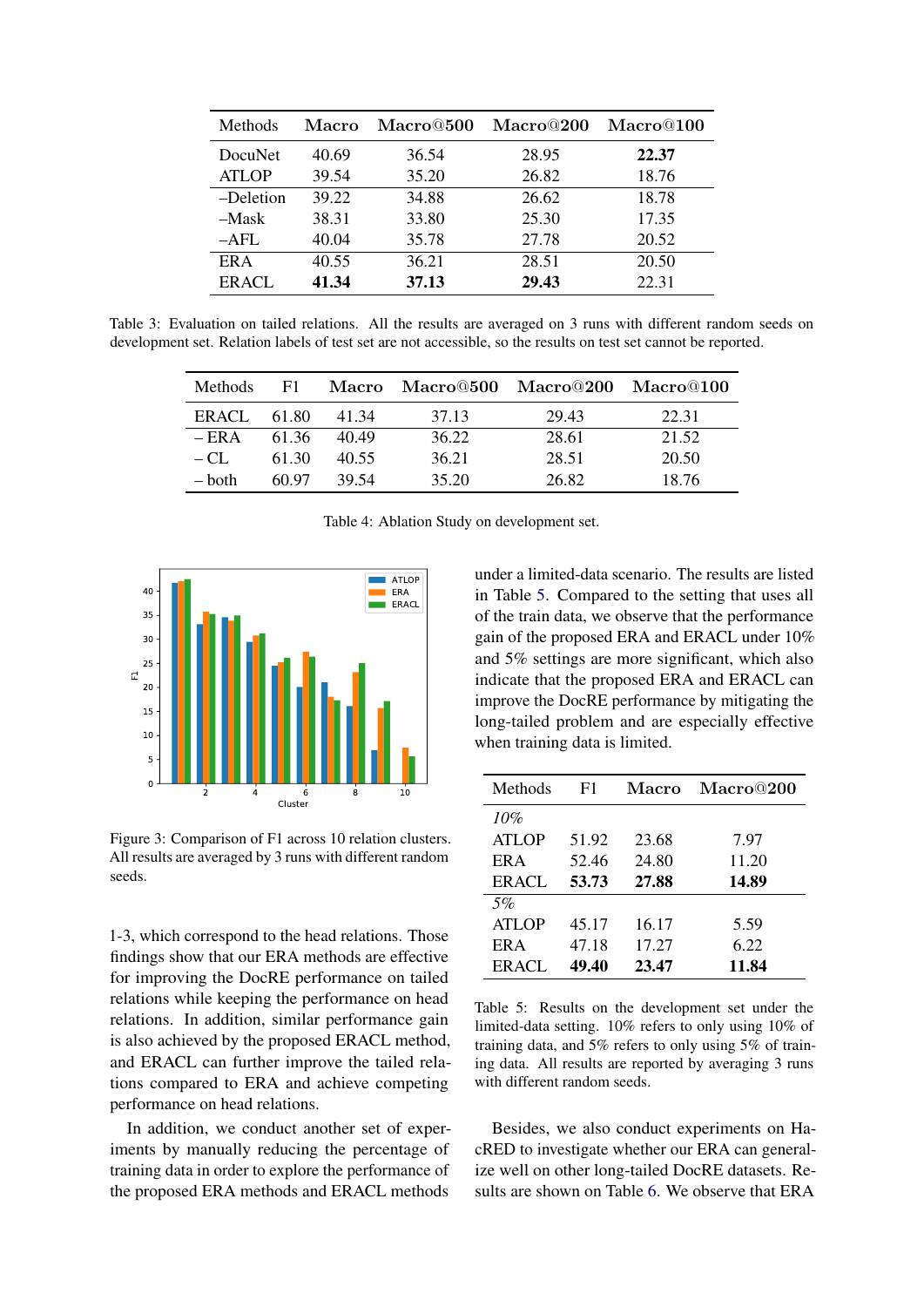| Methods | Macro | Macro@500 | Macro@200 | Macro@100 |
|---|---|---|---|---|
| DocuNet | 40.69 | 36.54 | 28.95 | **22.37** |
| ATLOP | 39.54 | 35.20 | 26.82 | 18.76 |
| –Deletion | 39.22 | 34.88 | 26.62 | 18.78 |
| –Mask | 38.31 | 33.80 | 25.30 | 17.35 |
| –AFL | 40.04 | 35.78 | 27.78 | 20.52 |
| ERA | 40.55 | 36.21 | 28.51 | 20.50 |
| ERACL | **41.34** | **37.13** | **29.43** | 22.31 |

Table 3: Evaluation on tailed relations. All the results are averaged on 3 runs with different random seeds on development set. Relation labels of test set are not accessible, so the results on test set cannot be reported.

| Methods | F1 | Macro | Macro@500 | Macro@200 | Macro@100 |
|---|---|---|---|---|---|
| ERACL | 61.80 | 41.34 | 37.13 | 29.43 | 22.31 |
| – ERA | 61.36 | 40.49 | 36.22 | 28.61 | 21.52 |
| – CL | 61.30 | 40.55 | 36.21 | 28.51 | 20.50 |
| – both | 60.97 | 39.54 | 35.20 | 26.82 | 18.76 |

Table 4: Ablation Study on development set.

Figure 3: Comparison of F1 across 10 relation clusters. All results are averaged by 3 runs with different random seeds.

1-3, which correspond to the head relations. Those findings show that our ERA methods are effective for improving the DocRE performance on tailed relations while keeping the performance on head relations. In addition, similar performance gain is also achieved by the proposed ERACL method, and ERACL can further improve the tailed relations compared to ERA and achieve competing performance on head relations.

In addition, we conduct another set of experiments by manually reducing the percentage of training data in order to explore the performance of the proposed ERA methods and ERACL methods under a limited-data scenario. The results are listed in Table 5. Compared to the setting that uses all of the train data, we observe that the performance gain of the proposed ERA and ERACL under 10% and 5% settings are more significant, which also indicate that the proposed ERA and ERACL can improve the DocRE performance by mitigating the long-tailed problem and are especially effective when training data is limited.

| Methods | F1 | Macro | Macro@200 |
|---|---|---|---|
| *10%* | | | |
| ATLOP | 51.92 | 23.68 | 7.97 |
| ERA | 52.46 | 24.80 | 11.20 |
| ERACL | **53.73** | **27.88** | **14.89** |
| *5%* | | | |
| ATLOP | 45.17 | 16.17 | 5.59 |
| ERA | 47.18 | 17.27 | 6.22 |
| ERACL | **49.40** | **23.47** | **11.84** |

Table 5: Results on the development set under the limited-data setting. 10% refers to only using 10% of training data, and 5% refers to only using 5% of training data. All results are reported by averaging 3 runs with different random seeds.

Besides, we also conduct experiments on HacRED to investigate whether our ERA can generalize well on other long-tailed DocRE datasets. Results are shown on Table 6. We observe that ERA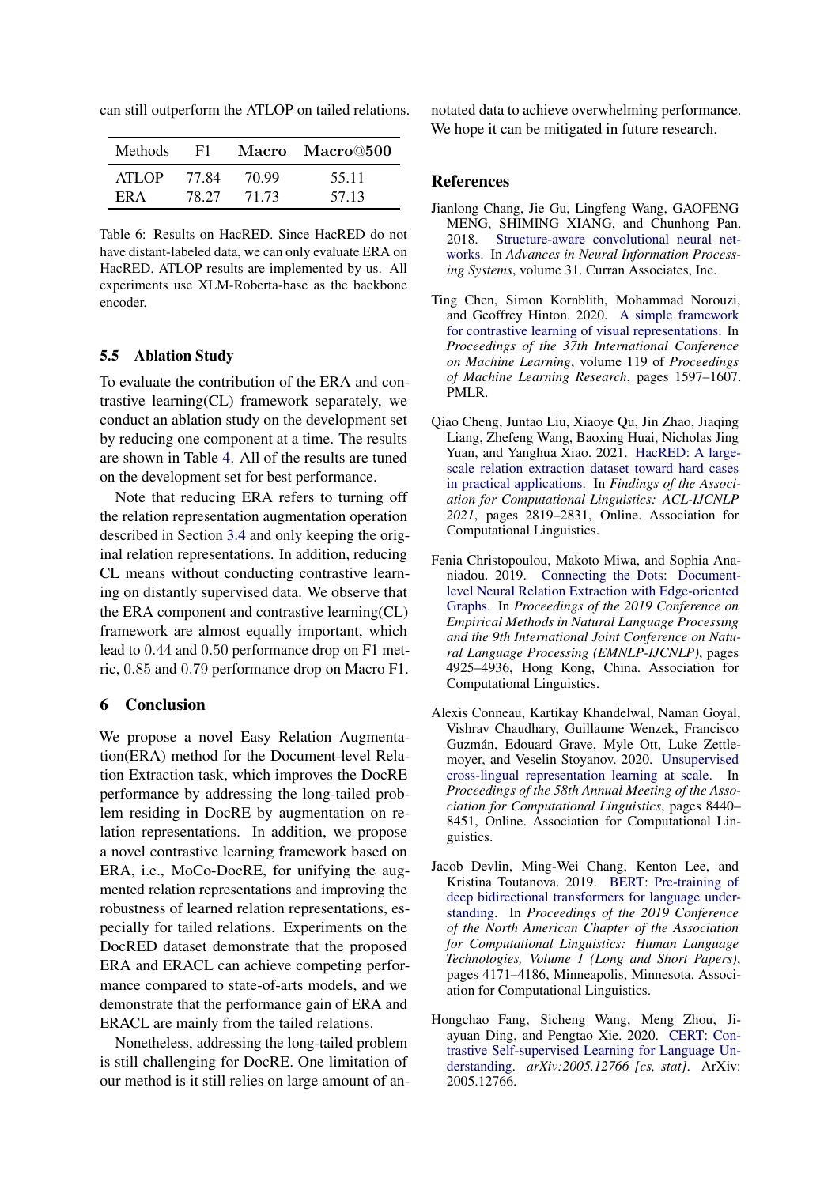can still outperform the ATLOP on tailed relations.

| Methods | F1 | Macro | Macro@500 |
|---|---|---|---|
| ATLOP | 77.84 | 70.99 | 55.11 |
| ERA | 78.27 | 71.73 | 57.13 |

Table 6: Results on HacRED. Since HacRED do not have distant-labeled data, we can only evaluate ERA on HacRED. ATLOP results are implemented by us. All experiments use XLM-Roberta-base as the backbone encoder.

### 5.5 Ablation Study

To evaluate the contribution of the ERA and contrastive learning(CL) framework separately, we conduct an ablation study on the development set by reducing one component at a time. The results are shown in Table 4. All of the results are tuned on the development set for best performance.

Note that reducing ERA refers to turning off the relation representation augmentation operation described in Section 3.4 and only keeping the original relation representations. In addition, reducing CL means without conducting contrastive learning on distantly supervised data. We observe that the ERA component and contrastive learning(CL) framework are almost equally important, which lead to $0.44$ and $0.50$ performance drop on F1 metric, $0.85$ and $0.79$ performance drop on Macro F1.

## 6 Conclusion

We propose a novel Easy Relation Augmentation(ERA) method for the Document-level Relation Extraction task, which improves the DocRE performance by addressing the long-tailed problem residing in DocRE by augmentation on relation representations. In addition, we propose a novel contrastive learning framework based on ERA, i.e., MoCo-DocRE, for unifying the augmented relation representations and improving the robustness of learned relation representations, especially for tailed relations. Experiments on the DocRED dataset demonstrate that the proposed ERA and ERACL can achieve competing performance compared to state-of-arts models, and we demonstrate that the performance gain of ERA and ERACL are mainly from the tailed relations.

Nonetheless, addressing the long-tailed problem is still challenging for DocRE. One limitation of our method is it still relies on large amount of annotated data to achieve overwhelming performance. We hope it can be mitigated in future research.

## References

Jianlong Chang, Jie Gu, Lingfeng Wang, GAOFENG MENG, SHIMING XIANG, and Chunhong Pan. 2018. Structure-aware convolutional neural networks. In *Advances in Neural Information Processing Systems*, volume 31. Curran Associates, Inc.

Ting Chen, Simon Kornblith, Mohammad Norouzi, and Geoffrey Hinton. 2020. A simple framework for contrastive learning of visual representations. In *Proceedings of the 37th International Conference on Machine Learning*, volume 119 of *Proceedings of Machine Learning Research*, pages 1597–1607. PMLR.

Qiao Cheng, Juntao Liu, Xiaoye Qu, Jin Zhao, Jiaqing Liang, Zhefeng Wang, Baoxing Huai, Nicholas Jing Yuan, and Yanghua Xiao. 2021. HacRED: A large-scale relation extraction dataset toward hard cases in practical applications. In *Findings of the Association for Computational Linguistics: ACL-IJCNLP 2021*, pages 2819–2831, Online. Association for Computational Linguistics.

Fenia Christopoulou, Makoto Miwa, and Sophia Ananiadou. 2019. Connecting the Dots: Document-level Neural Relation Extraction with Edge-oriented Graphs. In *Proceedings of the 2019 Conference on Empirical Methods in Natural Language Processing and the 9th International Joint Conference on Natural Language Processing (EMNLP-IJCNLP)*, pages 4925–4936, Hong Kong, China. Association for Computational Linguistics.

Alexis Conneau, Kartikay Khandelwal, Naman Goyal, Vishrav Chaudhary, Guillaume Wenzek, Francisco Guzmán, Edouard Grave, Myle Ott, Luke Zettlemoyer, and Veselin Stoyanov. 2020. Unsupervised cross-lingual representation learning at scale. In *Proceedings of the 58th Annual Meeting of the Association for Computational Linguistics*, pages 8440–8451, Online. Association for Computational Linguistics.

Jacob Devlin, Ming-Wei Chang, Kenton Lee, and Kristina Toutanova. 2019. BERT: Pre-training of deep bidirectional transformers for language understanding. In *Proceedings of the 2019 Conference of the North American Chapter of the Association for Computational Linguistics: Human Language Technologies, Volume 1 (Long and Short Papers)*, pages 4171–4186, Minneapolis, Minnesota. Association for Computational Linguistics.

Hongchao Fang, Sicheng Wang, Meng Zhou, Jiayuan Ding, and Pengtao Xie. 2020. CERT: Contrastive Self-supervised Learning for Language Understanding. *arXiv:2005.12766 [cs, stat]*. ArXiv: 2005.12766.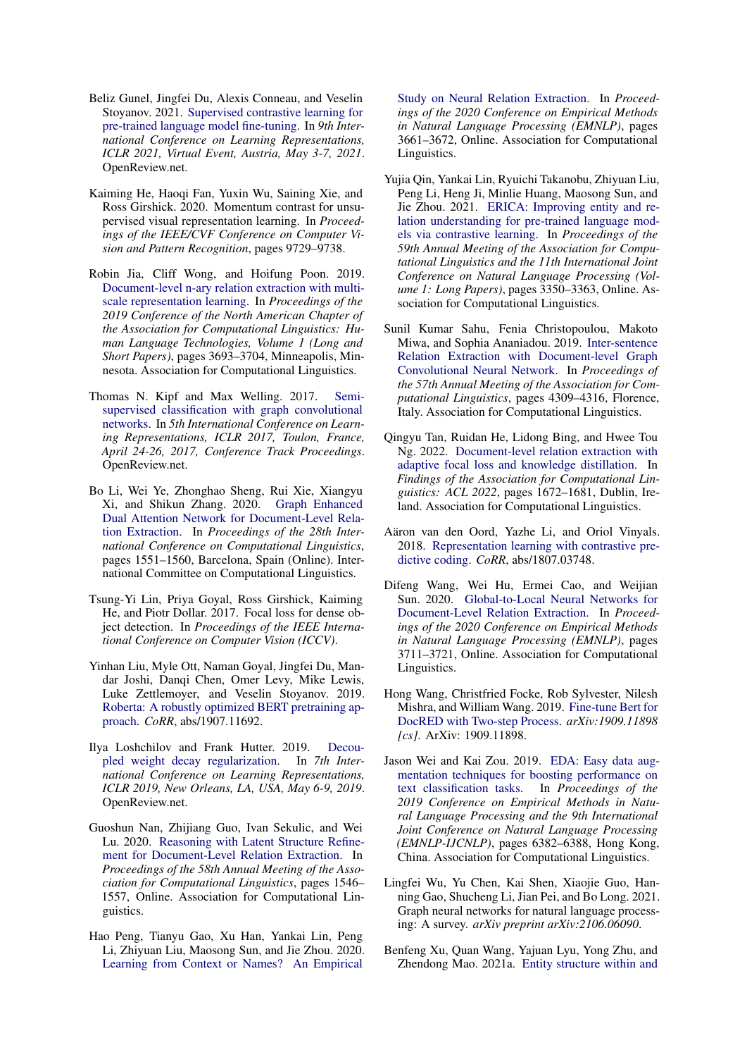Beliz Gunel, Jingfei Du, Alexis Conneau, and Veselin Stoyanov. 2021. Supervised contrastive learning for pre-trained language model fine-tuning. In *9th International Conference on Learning Representations, ICLR 2021, Virtual Event, Austria, May 3-7, 2021*. OpenReview.net.

Kaiming He, Haoqi Fan, Yuxin Wu, Saining Xie, and Ross Girshick. 2020. Momentum contrast for unsupervised visual representation learning. In *Proceedings of the IEEE/CVF Conference on Computer Vision and Pattern Recognition*, pages 9729–9738.

Robin Jia, Cliff Wong, and Hoifung Poon. 2019. Document-level n-ary relation extraction with multi-scale representation learning. In *Proceedings of the 2019 Conference of the North American Chapter of the Association for Computational Linguistics: Human Language Technologies, Volume 1 (Long and Short Papers)*, pages 3693–3704, Minneapolis, Minnesota. Association for Computational Linguistics.

Thomas N. Kipf and Max Welling. 2017. Semi-supervised classification with graph convolutional networks. In *5th International Conference on Learning Representations, ICLR 2017, Toulon, France, April 24-26, 2017, Conference Track Proceedings*. OpenReview.net.

Bo Li, Wei Ye, Zhonghao Sheng, Rui Xie, Xiangyu Xi, and Shikun Zhang. 2020. Graph Enhanced Dual Attention Network for Document-Level Relation Extraction. In *Proceedings of the 28th International Conference on Computational Linguistics*, pages 1551–1560, Barcelona, Spain (Online). International Committee on Computational Linguistics.

Tsung-Yi Lin, Priya Goyal, Ross Girshick, Kaiming He, and Piotr Dollar. 2017. Focal loss for dense object detection. In *Proceedings of the IEEE International Conference on Computer Vision (ICCV)*.

Yinhan Liu, Myle Ott, Naman Goyal, Jingfei Du, Mandar Joshi, Danqi Chen, Omer Levy, Mike Lewis, Luke Zettlemoyer, and Veselin Stoyanov. 2019. Roberta: A robustly optimized BERT pretraining approach. *CoRR*, abs/1907.11692.

Ilya Loshchilov and Frank Hutter. 2019. Decoupled weight decay regularization. In *7th International Conference on Learning Representations, ICLR 2019, New Orleans, LA, USA, May 6-9, 2019*. OpenReview.net.

Guoshun Nan, Zhijiang Guo, Ivan Sekulic, and Wei Lu. 2020. Reasoning with Latent Structure Refinement for Document-Level Relation Extraction. In *Proceedings of the 58th Annual Meeting of the Association for Computational Linguistics*, pages 1546–1557, Online. Association for Computational Linguistics.

Hao Peng, Tianyu Gao, Xu Han, Yankai Lin, Peng Li, Zhiyuan Liu, Maosong Sun, and Jie Zhou. 2020. Learning from Context or Names? An Empirical Study on Neural Relation Extraction. In *Proceedings of the 2020 Conference on Empirical Methods in Natural Language Processing (EMNLP)*, pages 3661–3672, Online. Association for Computational Linguistics.

Yujia Qin, Yankai Lin, Ryuichi Takanobu, Zhiyuan Liu, Peng Li, Heng Ji, Minlie Huang, Maosong Sun, and Jie Zhou. 2021. ERICA: Improving entity and relation understanding for pre-trained language models via contrastive learning. In *Proceedings of the 59th Annual Meeting of the Association for Computational Linguistics and the 11th International Joint Conference on Natural Language Processing (Volume 1: Long Papers)*, pages 3350–3363, Online. Association for Computational Linguistics.

Sunil Kumar Sahu, Fenia Christopoulou, Makoto Miwa, and Sophia Ananiadou. 2019. Inter-sentence Relation Extraction with Document-level Graph Convolutional Neural Network. In *Proceedings of the 57th Annual Meeting of the Association for Computational Linguistics*, pages 4309–4316, Florence, Italy. Association for Computational Linguistics.

Qingyu Tan, Ruidan He, Lidong Bing, and Hwee Tou Ng. 2022. Document-level relation extraction with adaptive focal loss and knowledge distillation. In *Findings of the Association for Computational Linguistics: ACL 2022*, pages 1672–1681, Dublin, Ireland. Association for Computational Linguistics.

Aäron van den Oord, Yazhe Li, and Oriol Vinyals. 2018. Representation learning with contrastive predictive coding. *CoRR*, abs/1807.03748.

Difeng Wang, Wei Hu, Ermei Cao, and Weijian Sun. 2020. Global-to-Local Neural Networks for Document-Level Relation Extraction. In *Proceedings of the 2020 Conference on Empirical Methods in Natural Language Processing (EMNLP)*, pages 3711–3721, Online. Association for Computational Linguistics.

Hong Wang, Christfried Focke, Rob Sylvester, Nilesh Mishra, and William Wang. 2019. Fine-tune Bert for DocRED with Two-step Process. *arXiv:1909.11898 [cs]*. ArXiv: 1909.11898.

Jason Wei and Kai Zou. 2019. EDA: Easy data augmentation techniques for boosting performance on text classification tasks. In *Proceedings of the 2019 Conference on Empirical Methods in Natural Language Processing and the 9th International Joint Conference on Natural Language Processing (EMNLP-IJCNLP)*, pages 6382–6388, Hong Kong, China. Association for Computational Linguistics.

Lingfei Wu, Yu Chen, Kai Shen, Xiaojie Guo, Hanning Gao, Shucheng Li, Jian Pei, and Bo Long. 2021. Graph neural networks for natural language processing: A survey. *arXiv preprint arXiv:2106.06090*.

Benfeng Xu, Quan Wang, Yajuan Lyu, Yong Zhu, and Zhendong Mao. 2021a. Entity structure within and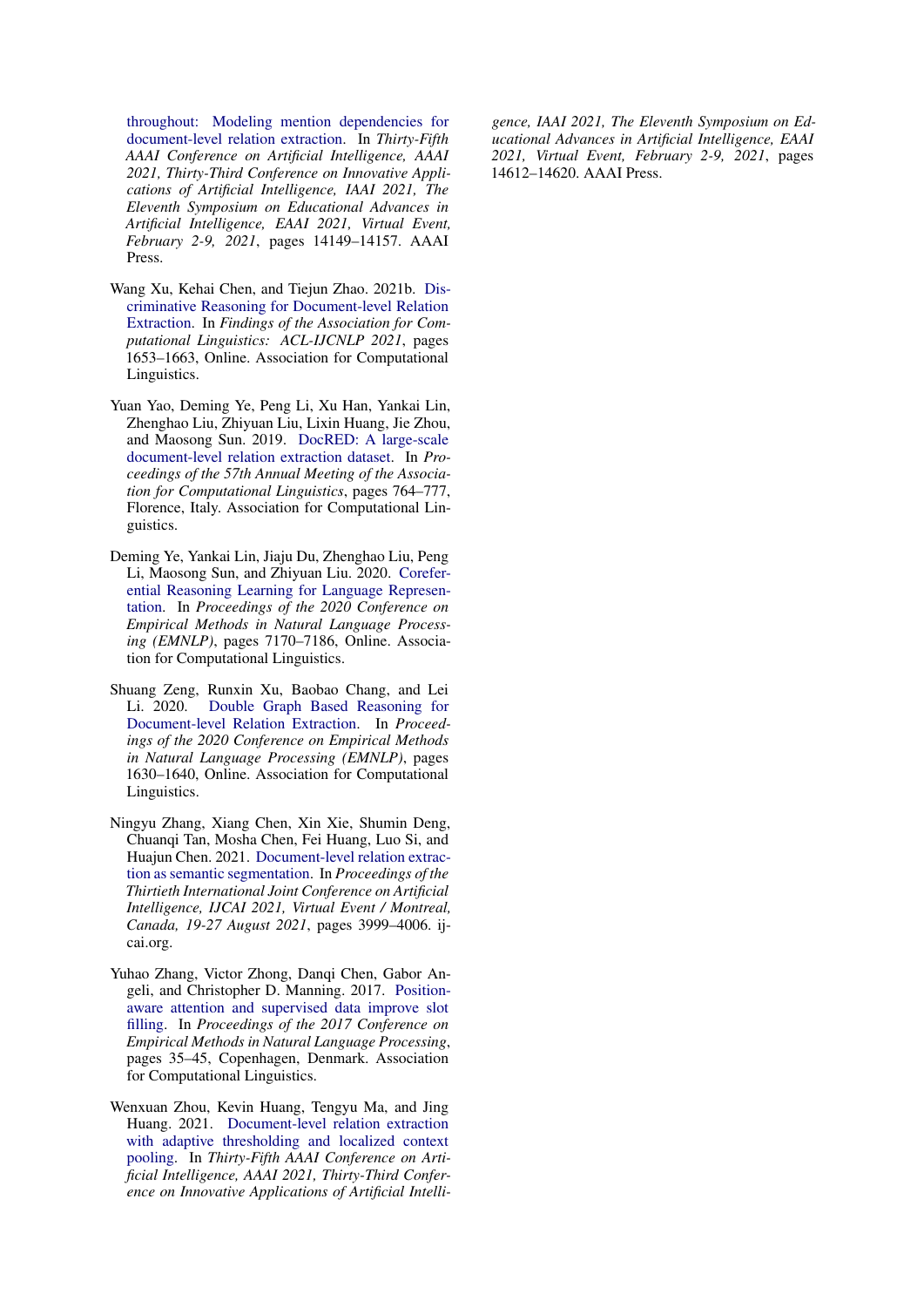throughout: Modeling mention dependencies for document-level relation extraction. In *Thirty-Fifth AAAI Conference on Artificial Intelligence, AAAI 2021, Thirty-Third Conference on Innovative Applications of Artificial Intelligence, IAAI 2021, The Eleventh Symposium on Educational Advances in Artificial Intelligence, EAAI 2021, Virtual Event, February 2-9, 2021*, pages 14149–14157. AAAI Press.

Wang Xu, Kehai Chen, and Tiejun Zhao. 2021b. Discriminative Reasoning for Document-level Relation Extraction. In *Findings of the Association for Computational Linguistics: ACL-IJCNLP 2021*, pages 1653–1663, Online. Association for Computational Linguistics.

Yuan Yao, Deming Ye, Peng Li, Xu Han, Yankai Lin, Zhenghao Liu, Zhiyuan Liu, Lixin Huang, Jie Zhou, and Maosong Sun. 2019. DocRED: A large-scale document-level relation extraction dataset. In *Proceedings of the 57th Annual Meeting of the Association for Computational Linguistics*, pages 764–777, Florence, Italy. Association for Computational Linguistics.

Deming Ye, Yankai Lin, Jiaju Du, Zhenghao Liu, Peng Li, Maosong Sun, and Zhiyuan Liu. 2020. Coreferential Reasoning Learning for Language Representation. In *Proceedings of the 2020 Conference on Empirical Methods in Natural Language Processing (EMNLP)*, pages 7170–7186, Online. Association for Computational Linguistics.

Shuang Zeng, Runxin Xu, Baobao Chang, and Lei Li. 2020. Double Graph Based Reasoning for Document-level Relation Extraction. In *Proceedings of the 2020 Conference on Empirical Methods in Natural Language Processing (EMNLP)*, pages 1630–1640, Online. Association for Computational Linguistics.

Ningyu Zhang, Xiang Chen, Xin Xie, Shumin Deng, Chuanqi Tan, Mosha Chen, Fei Huang, Luo Si, and Huajun Chen. 2021. Document-level relation extraction as semantic segmentation. In *Proceedings of the Thirtieth International Joint Conference on Artificial Intelligence, IJCAI 2021, Virtual Event / Montreal, Canada, 19-27 August 2021*, pages 3999–4006. ijcai.org.

Yuhao Zhang, Victor Zhong, Danqi Chen, Gabor Angeli, and Christopher D. Manning. 2017. Position-aware attention and supervised data improve slot filling. In *Proceedings of the 2017 Conference on Empirical Methods in Natural Language Processing*, pages 35–45, Copenhagen, Denmark. Association for Computational Linguistics.

Wenxuan Zhou, Kevin Huang, Tengyu Ma, and Jing Huang. 2021. Document-level relation extraction with adaptive thresholding and localized context pooling. In *Thirty-Fifth AAAI Conference on Artificial Intelligence, AAAI 2021, Thirty-Third Conference on Innovative Applications of Artificial Intelligence, IAAI 2021, The Eleventh Symposium on Educational Advances in Artificial Intelligence, EAAI 2021, Virtual Event, February 2-9, 2021*, pages 14612–14620. AAAI Press.